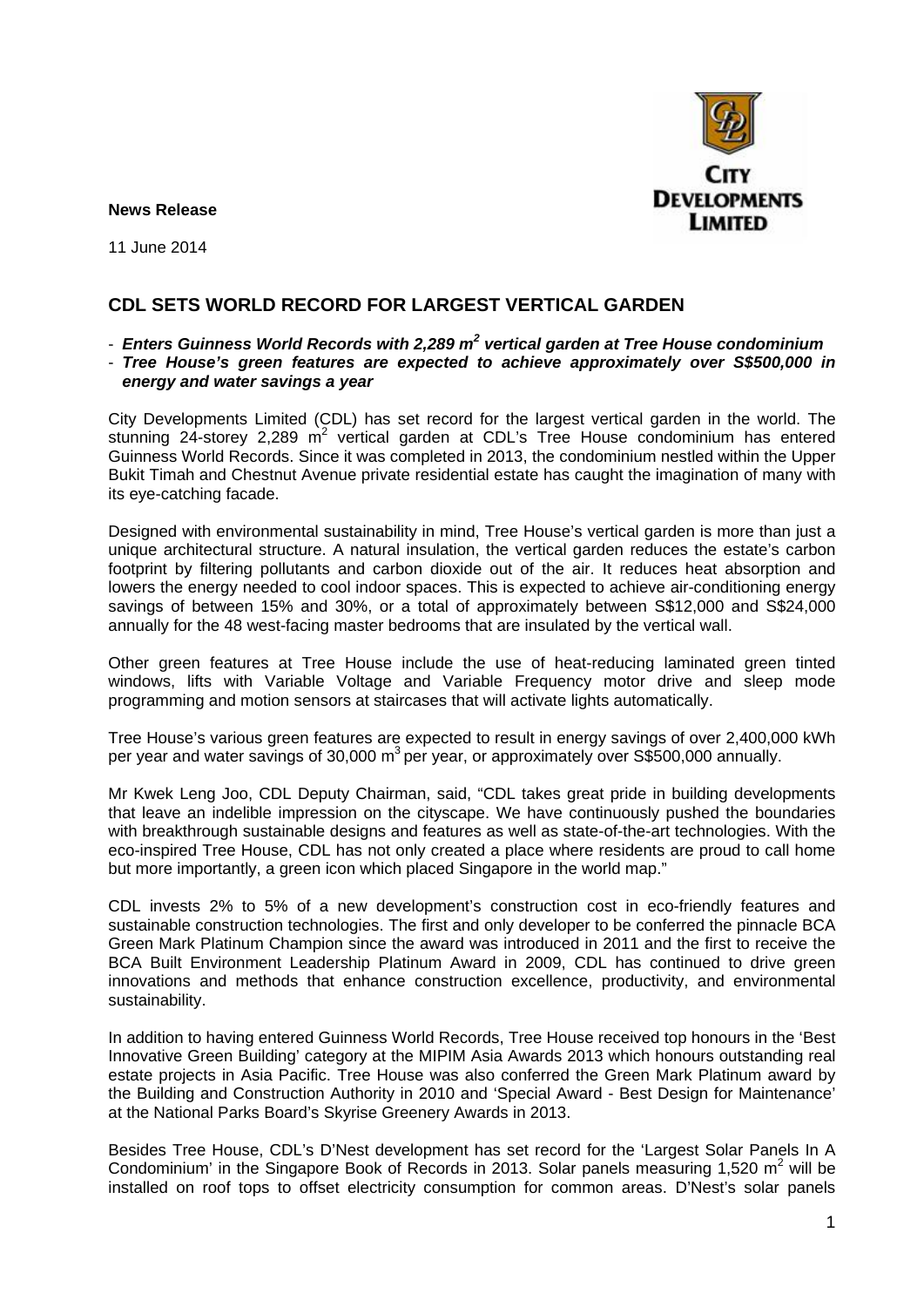**News Release**

11 June 2014

## CDL SETS WORLD RECORD FOR LARGEST VERTICAL GARDEN

- ***Enters Guinness World Records with 2,289 $m^2$ vertical garden at Tree House condominium***
- ***Tree House's green features are expected to achieve approximately over S$500,000 in energy and water savings a year***

City Developments Limited (CDL) has set record for the largest vertical garden in the world. The stunning 24-storey 2,289 $m^2$ vertical garden at CDL's Tree House condominium has entered Guinness World Records. Since it was completed in 2013, the condominium nestled within the Upper Bukit Timah and Chestnut Avenue private residential estate has caught the imagination of many with its eye-catching facade.

Designed with environmental sustainability in mind, Tree House's vertical garden is more than just a unique architectural structure. A natural insulation, the vertical garden reduces the estate's carbon footprint by filtering pollutants and carbon dioxide out of the air. It reduces heat absorption and lowers the energy needed to cool indoor spaces. This is expected to achieve air-conditioning energy savings of between 15% and 30%, or a total of approximately between S$12,000 and S$24,000 annually for the 48 west-facing master bedrooms that are insulated by the vertical wall.

Other green features at Tree House include the use of heat-reducing laminated green tinted windows, lifts with Variable Voltage and Variable Frequency motor drive and sleep mode programming and motion sensors at staircases that will activate lights automatically.

Tree House's various green features are expected to result in energy savings of over 2,400,000 kWh per year and water savings of 30,000 $m^3$ per year, or approximately over S$500,000 annually.

Mr Kwek Leng Joo, CDL Deputy Chairman, said, "CDL takes great pride in building developments that leave an indelible impression on the cityscape. We have continuously pushed the boundaries with breakthrough sustainable designs and features as well as state-of-the-art technologies. With the eco-inspired Tree House, CDL has not only created a place where residents are proud to call home but more importantly, a green icon which placed Singapore in the world map."

CDL invests 2% to 5% of a new development's construction cost in eco-friendly features and sustainable construction technologies. The first and only developer to be conferred the pinnacle BCA Green Mark Platinum Champion since the award was introduced in 2011 and the first to receive the BCA Built Environment Leadership Platinum Award in 2009, CDL has continued to drive green innovations and methods that enhance construction excellence, productivity, and environmental sustainability.

In addition to having entered Guinness World Records, Tree House received top honours in the 'Best Innovative Green Building' category at the MIPIM Asia Awards 2013 which honours outstanding real estate projects in Asia Pacific. Tree House was also conferred the Green Mark Platinum award by the Building and Construction Authority in 2010 and 'Special Award - Best Design for Maintenance' at the National Parks Board's Skyrise Greenery Awards in 2013.

Besides Tree House, CDL's D'Nest development has set record for the 'Largest Solar Panels In A Condominium' in the Singapore Book of Records in 2013. Solar panels measuring 1,520 $m^2$ will be installed on roof tops to offset electricity consumption for common areas. D'Nest's solar panels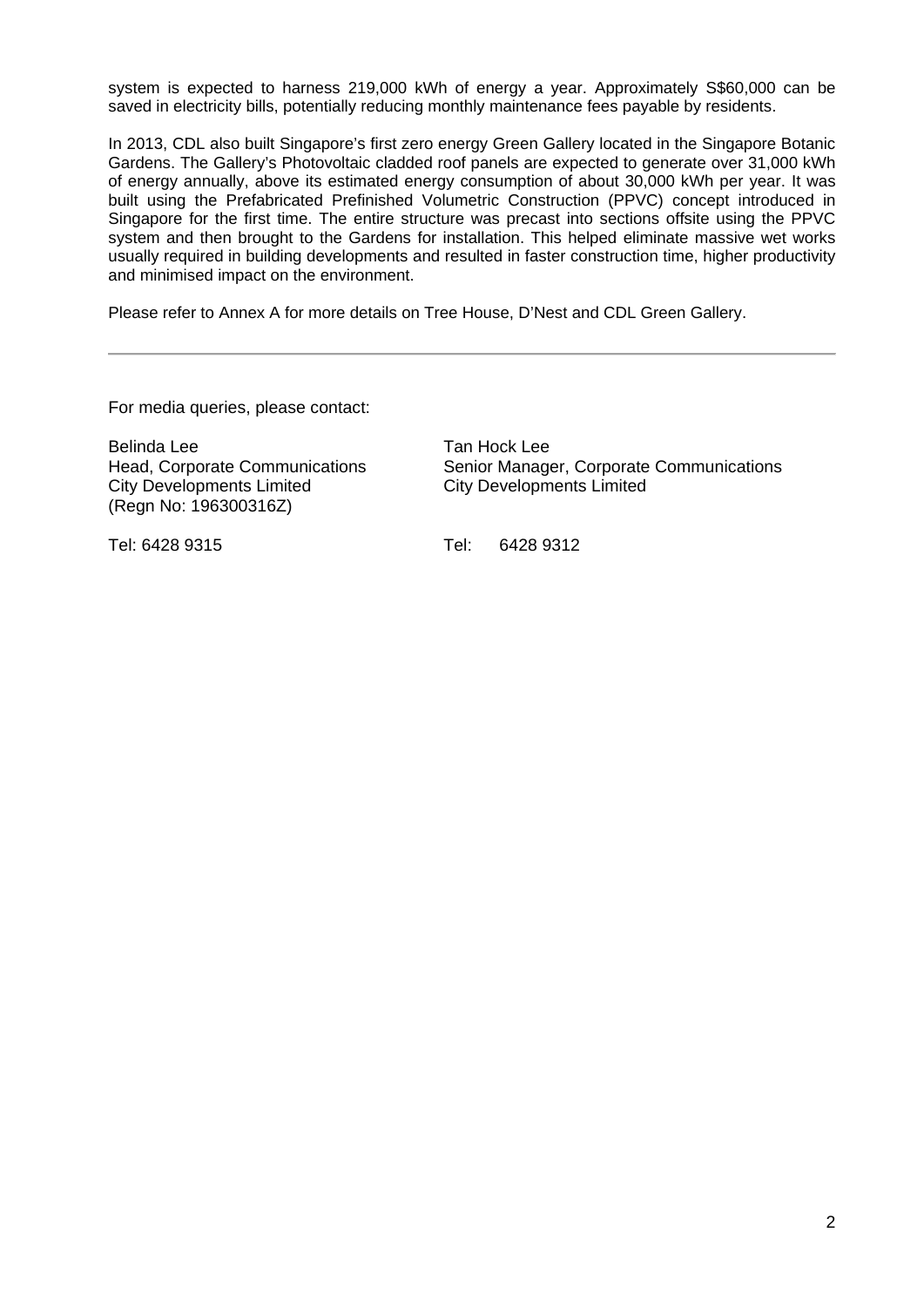system is expected to harness 219,000 kWh of energy a year. Approximately S$60,000 can be saved in electricity bills, potentially reducing monthly maintenance fees payable by residents.

In 2013, CDL also built Singapore's first zero energy Green Gallery located in the Singapore Botanic Gardens. The Gallery's Photovoltaic cladded roof panels are expected to generate over 31,000 kWh of energy annually, above its estimated energy consumption of about 30,000 kWh per year. It was built using the Prefabricated Prefinished Volumetric Construction (PPVC) concept introduced in Singapore for the first time. The entire structure was precast into sections offsite using the PPVC system and then brought to the Gardens for installation. This helped eliminate massive wet works usually required in building developments and resulted in faster construction time, higher productivity and minimised impact on the environment.

Please refer to Annex A for more details on Tree House, D'Nest and CDL Green Gallery.

---

For media queries, please contact:

Belinda Lee
Head, Corporate Communications
City Developments Limited
(Regn No: 196300316Z)

Tel: 6428 9315

Tan Hock Lee
Senior Manager, Corporate Communications
City Developments Limited

Tel: 6428 9312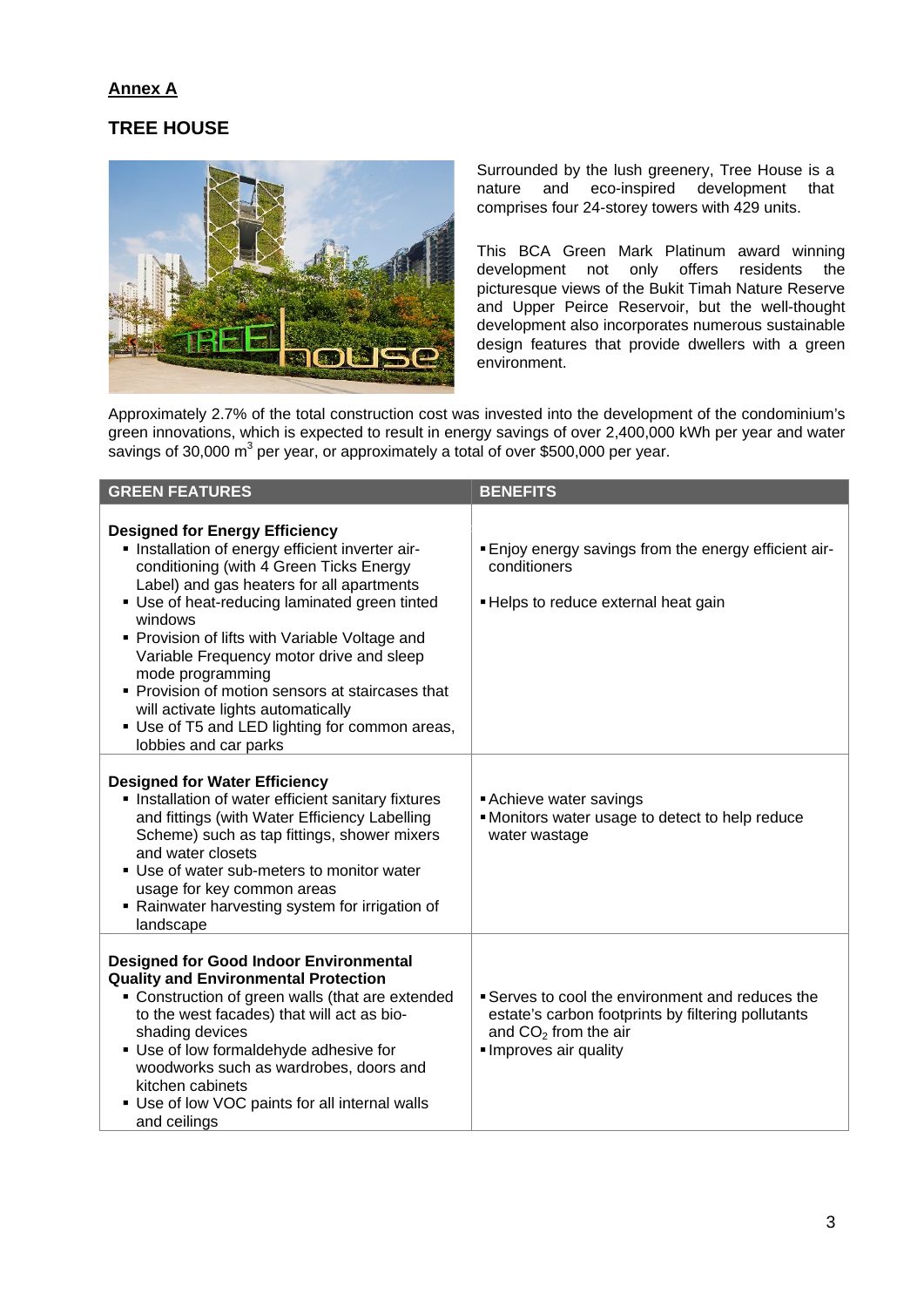**Annex A**

## TREE HOUSE

Surrounded by the lush greenery, Tree House is a nature and eco-inspired development that comprises four 24-storey towers with 429 units.

This BCA Green Mark Platinum award winning development not only offers residents the picturesque views of the Bukit Timah Nature Reserve and Upper Peirce Reservoir, but the well-thought development also incorporates numerous sustainable design features that provide dwellers with a green environment.

Approximately 2.7% of the total construction cost was invested into the development of the condominium's green innovations, which is expected to result in energy savings of over 2,400,000 kWh per year and water savings of 30,000 $m^3$ per year, or approximately a total of over $500,000 per year.

| GREEN FEATURES | BENEFITS |
|---|---|
| **Designed for Energy Efficiency**<br>▪ Installation of energy efficient inverter air-conditioning (with 4 Green Ticks Energy Label) and gas heaters for all apartments<br>▪ Use of heat-reducing laminated green tinted windows<br>▪ Provision of lifts with Variable Voltage and Variable Frequency motor drive and sleep mode programming<br>▪ Provision of motion sensors at staircases that will activate lights automatically<br>▪ Use of T5 and LED lighting for common areas, lobbies and car parks | ▪ Enjoy energy savings from the energy efficient air-conditioners<br>▪ Helps to reduce external heat gain |
| **Designed for Water Efficiency**<br>▪ Installation of water efficient sanitary fixtures and fittings (with Water Efficiency Labelling Scheme) such as tap fittings, shower mixers and water closets<br>▪ Use of water sub-meters to monitor water usage for key common areas<br>▪ Rainwater harvesting system for irrigation of landscape | ▪ Achieve water savings<br>▪ Monitors water usage to detect to help reduce water wastage |
| **Designed for Good Indoor Environmental Quality and Environmental Protection**<br>▪ Construction of green walls (that are extended to the west facades) that will act as bio-shading devices<br>▪ Use of low formaldehyde adhesive for woodworks such as wardrobes, doors and kitchen cabinets<br>▪ Use of low VOC paints for all internal walls and ceilings | ▪ Serves to cool the environment and reduces the estate's carbon footprints by filtering pollutants and $CO_2$ from the air<br>▪ Improves air quality |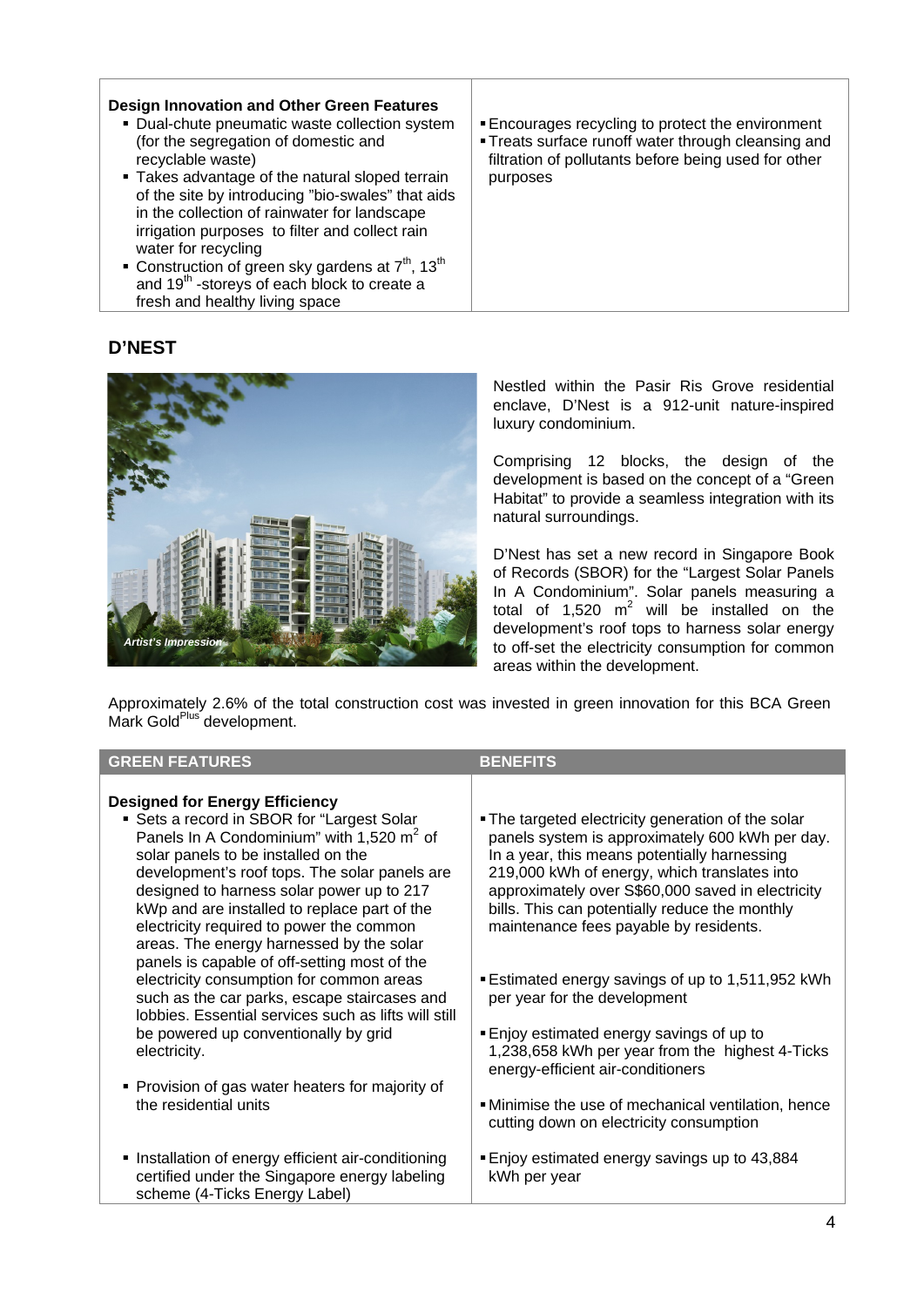| | |
|---|---|
| **Design Innovation and Other Green Features**<br>▪ Dual-chute pneumatic waste collection system (for the segregation of domestic and recyclable waste)<br>▪ Takes advantage of the natural sloped terrain of the site by introducing "bio-swales" that aids in the collection of rainwater for landscape irrigation purposes to filter and collect rain water for recycling<br>▪ Construction of green sky gardens at 7th, 13th and 19th -storeys of each block to create a fresh and healthy living space | ▪ Encourages recycling to protect the environment<br>▪ Treats surface runoff water through cleansing and filtration of pollutants before being used for other purposes |

## D'NEST

*Artist's Impression*

Nestled within the Pasir Ris Grove residential enclave, D'Nest is a 912-unit nature-inspired luxury condominium.

Comprising 12 blocks, the design of the development is based on the concept of a "Green Habitat" to provide a seamless integration with its natural surroundings.

D'Nest has set a new record in Singapore Book of Records (SBOR) for the "Largest Solar Panels In A Condominium". Solar panels measuring a total of 1,520 $m^2$ will be installed on the development's roof tops to harness solar energy to off-set the electricity consumption for common areas within the development.

Approximately 2.6% of the total construction cost was invested in green innovation for this BCA Green Mark Gold$^{Plus}$ development.

| GREEN FEATURES | BENEFITS |
|---|---|
| **Designed for Energy Efficiency**<br>▪ Sets a record in SBOR for "Largest Solar Panels In A Condominium" with 1,520 $m^2$ of solar panels to be installed on the development's roof tops. The solar panels are designed to harness solar power up to 217 kWp and are installed to replace part of the electricity required to power the common areas. The energy harnessed by the solar panels is capable of off-setting most of the electricity consumption for common areas such as the car parks, escape staircases and lobbies. Essential services such as lifts will still be powered up conventionally by grid electricity. | ▪ The targeted electricity generation of the solar panels system is approximately 600 kWh per day. In a year, this means potentially harnessing 219,000 kWh of energy, which translates into approximately over S$60,000 saved in electricity bills. This can potentially reduce the monthly maintenance fees payable by residents.<br>▪ Estimated energy savings of up to 1,511,952 kWh per year for the development |
| ▪ Provision of gas water heaters for majority of the residential units | ▪ Enjoy estimated energy savings of up to 1,238,658 kWh per year from the highest 4-Ticks energy-efficient air-conditioners<br>▪ Minimise the use of mechanical ventilation, hence cutting down on electricity consumption |
| ▪ Installation of energy efficient air-conditioning certified under the Singapore energy labeling scheme (4-Ticks Energy Label) | ▪ Enjoy estimated energy savings up to 43,884 kWh per year |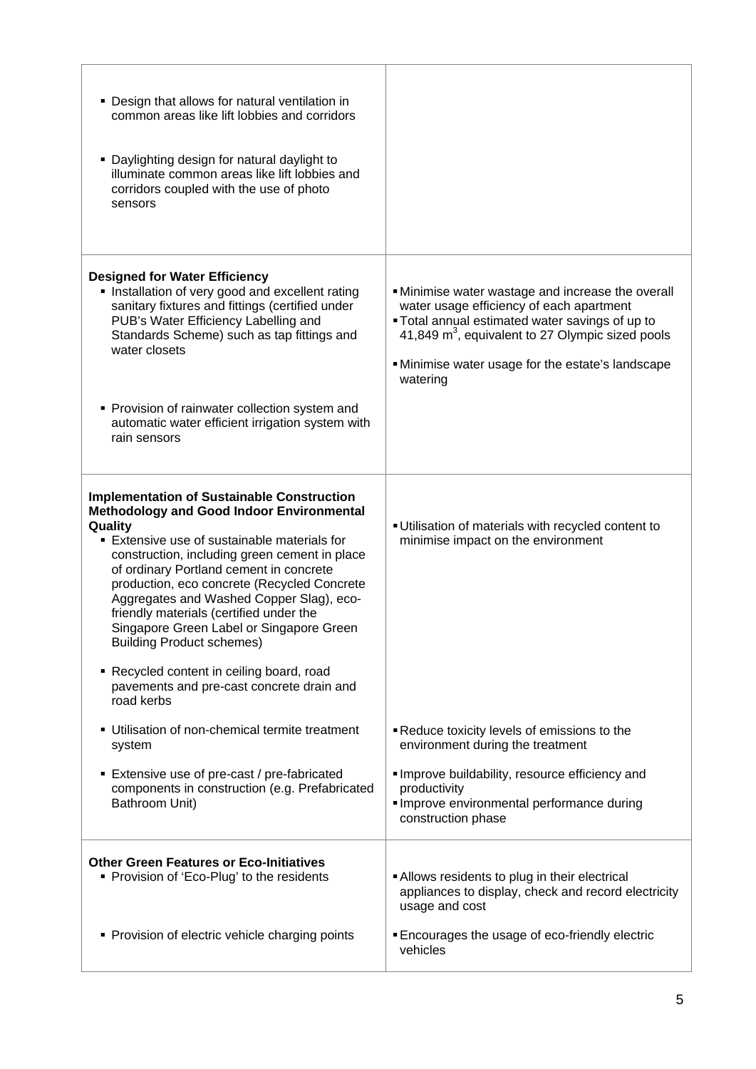| | |
|---|---|
| ▪ Design that allows for natural ventilation in common areas like lift lobbies and corridors<br><br>▪ Daylighting design for natural daylight to illuminate common areas like lift lobbies and corridors coupled with the use of photo sensors | |
| **Designed for Water Efficiency**<br>▪ Installation of very good and excellent rating sanitary fixtures and fittings (certified under PUB's Water Efficiency Labelling and Standards Scheme) such as tap fittings and water closets<br><br>▪ Provision of rainwater collection system and automatic water efficient irrigation system with rain sensors | ▪ Minimise water wastage and increase the overall water usage efficiency of each apartment<br>▪ Total annual estimated water savings of up to 41,849 $m^3$, equivalent to 27 Olympic sized pools<br><br>▪ Minimise water usage for the estate's landscape watering |
| **Implementation of Sustainable Construction Methodology and Good Indoor Environmental Quality**<br>▪ Extensive use of sustainable materials for construction, including green cement in place of ordinary Portland cement in concrete production, eco concrete (Recycled Concrete Aggregates and Washed Copper Slag), eco-friendly materials (certified under the Singapore Green Label or Singapore Green Building Product schemes)<br><br>▪ Recycled content in ceiling board, road pavements and pre-cast concrete drain and road kerbs<br><br>▪ Utilisation of non-chemical termite treatment system<br><br>▪ Extensive use of pre-cast / pre-fabricated components in construction (e.g. Prefabricated Bathroom Unit) | ▪ Utilisation of materials with recycled content to minimise impact on the environment<br><br>▪ Reduce toxicity levels of emissions to the environment during the treatment<br><br>▪ Improve buildability, resource efficiency and productivity<br>▪ Improve environmental performance during construction phase |
| **Other Green Features or Eco-Initiatives**<br>▪ Provision of 'Eco-Plug' to the residents<br><br>▪ Provision of electric vehicle charging points | ▪ Allows residents to plug in their electrical appliances to display, check and record electricity usage and cost<br><br>▪ Encourages the usage of eco-friendly electric vehicles |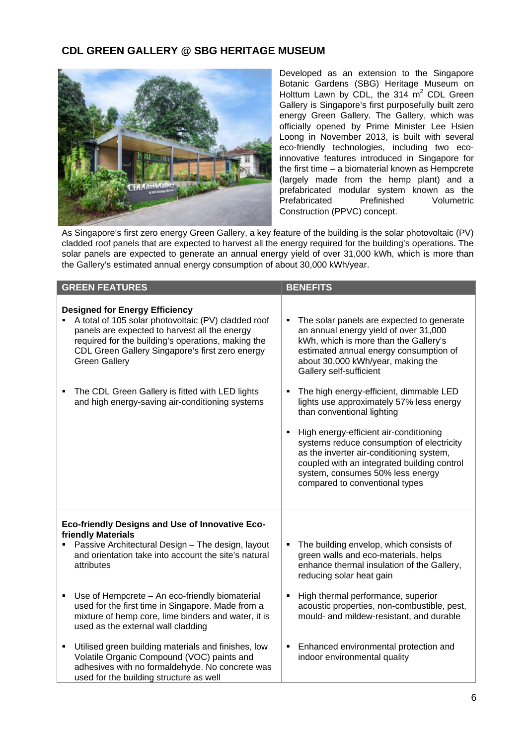## CDL GREEN GALLERY @ SBG HERITAGE MUSEUM

Developed as an extension to the Singapore Botanic Gardens (SBG) Heritage Museum on Holttum Lawn by CDL, the 314 $m^2$ CDL Green Gallery is Singapore's first purposefully built zero energy Green Gallery. The Gallery, which was officially opened by Prime Minister Lee Hsien Loong in November 2013, is built with several eco-friendly technologies, including two eco-innovative features introduced in Singapore for the first time – a biomaterial known as Hempcrete (largely made from the hemp plant) and a prefabricated modular system known as the Prefabricated Prefinished Volumetric Construction (PPVC) concept.

As Singapore's first zero energy Green Gallery, a key feature of the building is the solar photovoltaic (PV) cladded roof panels that are expected to harvest all the energy required for the building's operations. The solar panels are expected to generate an annual energy yield of over 31,000 kWh, which is more than the Gallery's estimated annual energy consumption of about 30,000 kWh/year.

| GREEN FEATURES | BENEFITS |
|---|---|
| **Designed for Energy Efficiency** | |
| ▪ A total of 105 solar photovoltaic (PV) cladded roof panels are expected to harvest all the energy required for the building's operations, making the CDL Green Gallery Singapore's first zero energy Green Gallery | ▪ The solar panels are expected to generate an annual energy yield of over 31,000 kWh, which is more than the Gallery's estimated annual energy consumption of about 30,000 kWh/year, making the Gallery self-sufficient |
| ▪ The CDL Green Gallery is fitted with LED lights and high energy-saving air-conditioning systems | ▪ The high energy-efficient, dimmable LED lights use approximately 57% less energy than conventional lighting<br>▪ High energy-efficient air-conditioning systems reduce consumption of electricity as the inverter air-conditioning system, coupled with an integrated building control system, consumes 50% less energy compared to conventional types |
| **Eco-friendly Designs and Use of Innovative Eco-friendly Materials** | |
| ▪ Passive Architectural Design – The design, layout and orientation take into account the site's natural attributes | ▪ The building envelop, which consists of green walls and eco-materials, helps enhance thermal insulation of the Gallery, reducing solar heat gain |
| ▪ Use of Hempcrete – An eco-friendly biomaterial used for the first time in Singapore. Made from a mixture of hemp core, lime binders and water, it is used as the external wall cladding | ▪ High thermal performance, superior acoustic properties, non-combustible, pest, mould- and mildew-resistant, and durable |
| ▪ Utilised green building materials and finishes, low Volatile Organic Compound (VOC) paints and adhesives with no formaldehyde. No concrete was used for the building structure as well | ▪ Enhanced environmental protection and indoor environmental quality |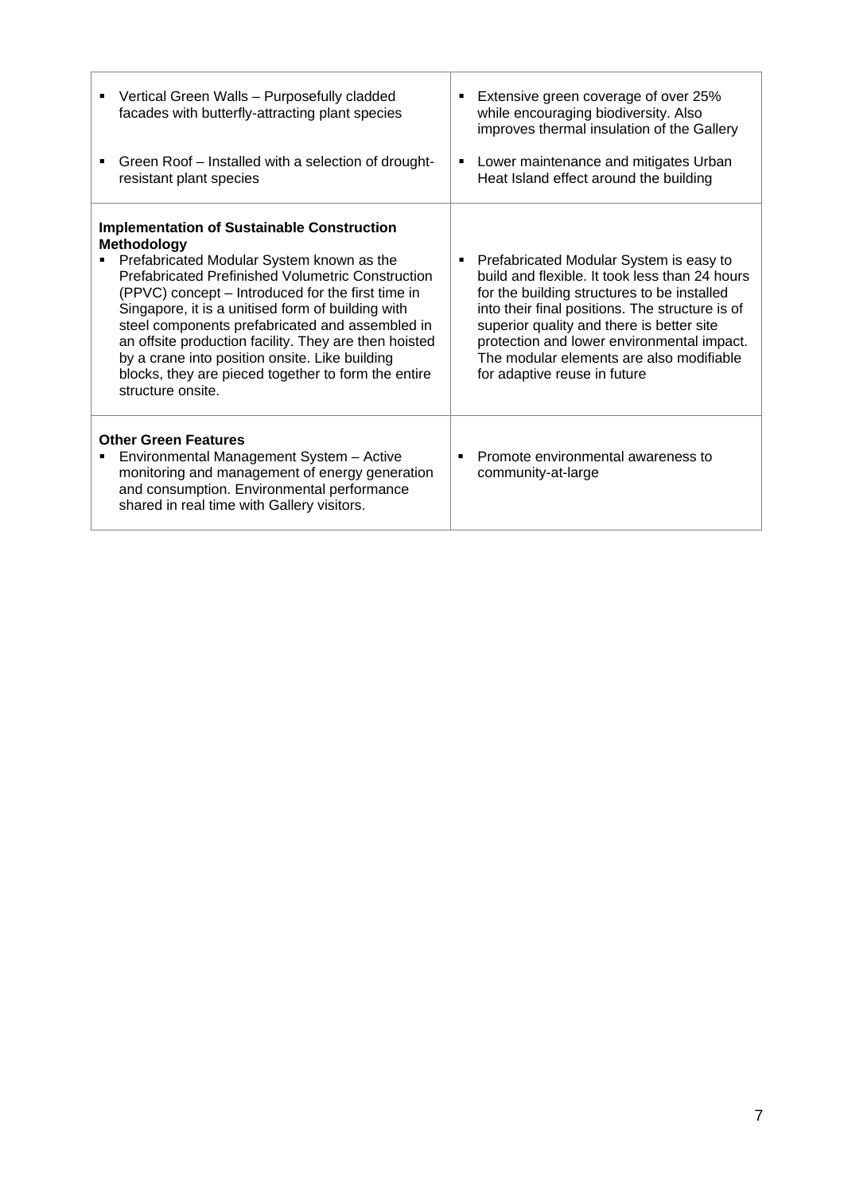| | |
|---|---|
| ▪ Vertical Green Walls – Purposefully cladded facades with butterfly-attracting plant species<br><br>▪ Green Roof – Installed with a selection of drought-resistant plant species | ▪ Extensive green coverage of over 25% while encouraging biodiversity. Also improves thermal insulation of the Gallery<br><br>▪ Lower maintenance and mitigates Urban Heat Island effect around the building |
| **Implementation of Sustainable Construction Methodology**<br>▪ Prefabricated Modular System known as the Prefabricated Prefinished Volumetric Construction (PPVC) concept – Introduced for the first time in Singapore, it is a unitised form of building with steel components prefabricated and assembled in an offsite production facility. They are then hoisted by a crane into position onsite. Like building blocks, they are pieced together to form the entire structure onsite. | ▪ Prefabricated Modular System is easy to build and flexible. It took less than 24 hours for the building structures to be installed into their final positions. The structure is of superior quality and there is better site protection and lower environmental impact. The modular elements are also modifiable for adaptive reuse in future |
| **Other Green Features**<br>▪ Environmental Management System – Active monitoring and management of energy generation and consumption. Environmental performance shared in real time with Gallery visitors. | ▪ Promote environmental awareness to community-at-large |